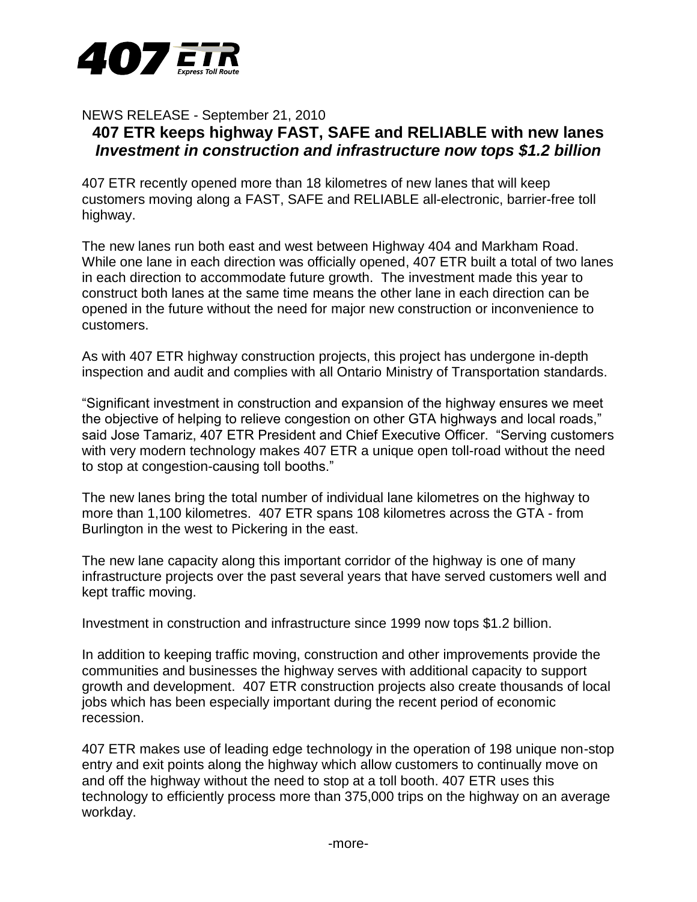**407 ETR** *Express Toll Route*

NEWS RELEASE - September 21, 2010

# 407 ETR keeps highway FAST, SAFE and RELIABLE with new lanes

## *Investment in construction and infrastructure now tops $1.2 billion*

407 ETR recently opened more than 18 kilometres of new lanes that will keep customers moving along a FAST, SAFE and RELIABLE all-electronic, barrier-free toll highway.

The new lanes run both east and west between Highway 404 and Markham Road. While one lane in each direction was officially opened, 407 ETR built a total of two lanes in each direction to accommodate future growth. The investment made this year to construct both lanes at the same time means the other lane in each direction can be opened in the future without the need for major new construction or inconvenience to customers.

As with 407 ETR highway construction projects, this project has undergone in-depth inspection and audit and complies with all Ontario Ministry of Transportation standards.

"Significant investment in construction and expansion of the highway ensures we meet the objective of helping to relieve congestion on other GTA highways and local roads," said Jose Tamariz, 407 ETR President and Chief Executive Officer. "Serving customers with very modern technology makes 407 ETR a unique open toll-road without the need to stop at congestion-causing toll booths."

The new lanes bring the total number of individual lane kilometres on the highway to more than 1,100 kilometres. 407 ETR spans 108 kilometres across the GTA - from Burlington in the west to Pickering in the east.

The new lane capacity along this important corridor of the highway is one of many infrastructure projects over the past several years that have served customers well and kept traffic moving.

Investment in construction and infrastructure since 1999 now tops $1.2 billion.

In addition to keeping traffic moving, construction and other improvements provide the communities and businesses the highway serves with additional capacity to support growth and development. 407 ETR construction projects also create thousands of local jobs which has been especially important during the recent period of economic recession.

407 ETR makes use of leading edge technology in the operation of 198 unique non-stop entry and exit points along the highway which allow customers to continually move on and off the highway without the need to stop at a toll booth. 407 ETR uses this technology to efficiently process more than 375,000 trips on the highway on an average workday.

-more-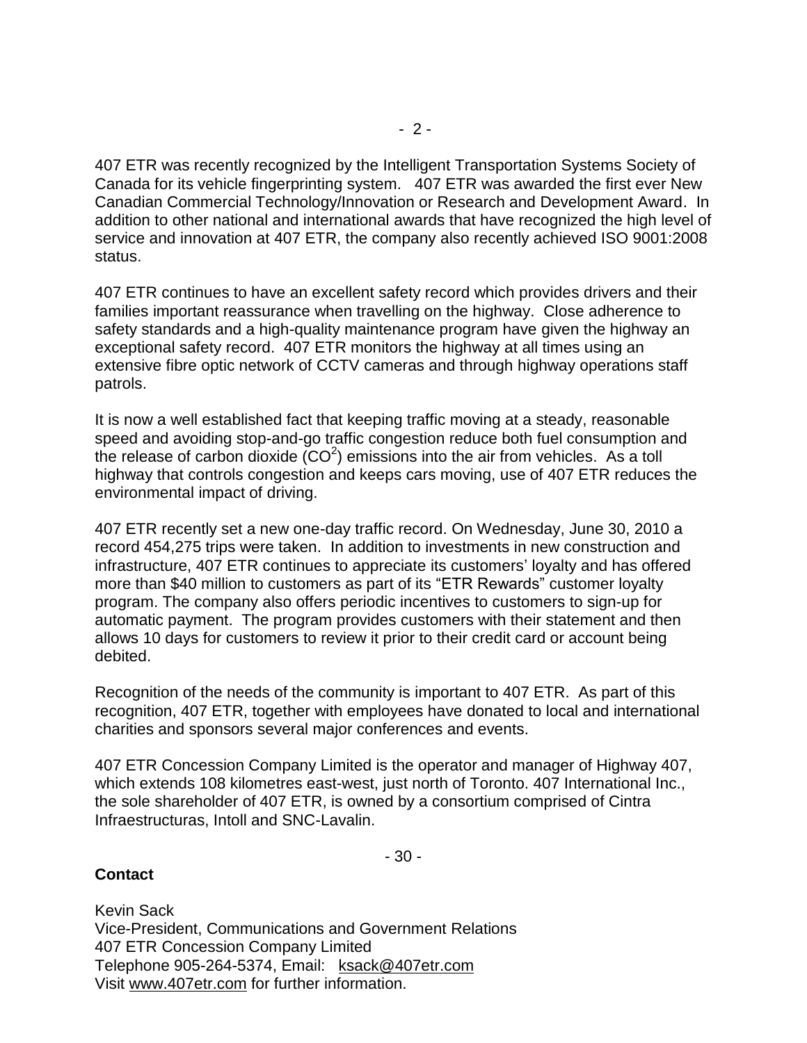407 ETR was recently recognized by the Intelligent Transportation Systems Society of Canada for its vehicle fingerprinting system. 407 ETR was awarded the first ever New Canadian Commercial Technology/Innovation or Research and Development Award. In addition to other national and international awards that have recognized the high level of service and innovation at 407 ETR, the company also recently achieved ISO 9001:2008 status.

407 ETR continues to have an excellent safety record which provides drivers and their families important reassurance when travelling on the highway. Close adherence to safety standards and a high-quality maintenance program have given the highway an exceptional safety record. 407 ETR monitors the highway at all times using an extensive fibre optic network of CCTV cameras and through highway operations staff patrols.

It is now a well established fact that keeping traffic moving at a steady, reasonable speed and avoiding stop-and-go traffic congestion reduce both fuel consumption and the release of carbon dioxide ($CO^2$) emissions into the air from vehicles. As a toll highway that controls congestion and keeps cars moving, use of 407 ETR reduces the environmental impact of driving.

407 ETR recently set a new one-day traffic record. On Wednesday, June 30, 2010 a record 454,275 trips were taken. In addition to investments in new construction and infrastructure, 407 ETR continues to appreciate its customers' loyalty and has offered more than $40 million to customers as part of its "ETR Rewards" customer loyalty program. The company also offers periodic incentives to customers to sign-up for automatic payment. The program provides customers with their statement and then allows 10 days for customers to review it prior to their credit card or account being debited.

Recognition of the needs of the community is important to 407 ETR. As part of this recognition, 407 ETR, together with employees have donated to local and international charities and sponsors several major conferences and events.

407 ETR Concession Company Limited is the operator and manager of Highway 407, which extends 108 kilometres east-west, just north of Toronto. 407 International Inc., the sole shareholder of 407 ETR, is owned by a consortium comprised of Cintra Infraestructuras, Intoll and SNC-Lavalin.

- 30 -

**Contact**

Kevin Sack
Vice-President, Communications and Government Relations
407 ETR Concession Company Limited
Telephone 905-264-5374, Email: ksack@407etr.com
Visit www.407etr.com for further information.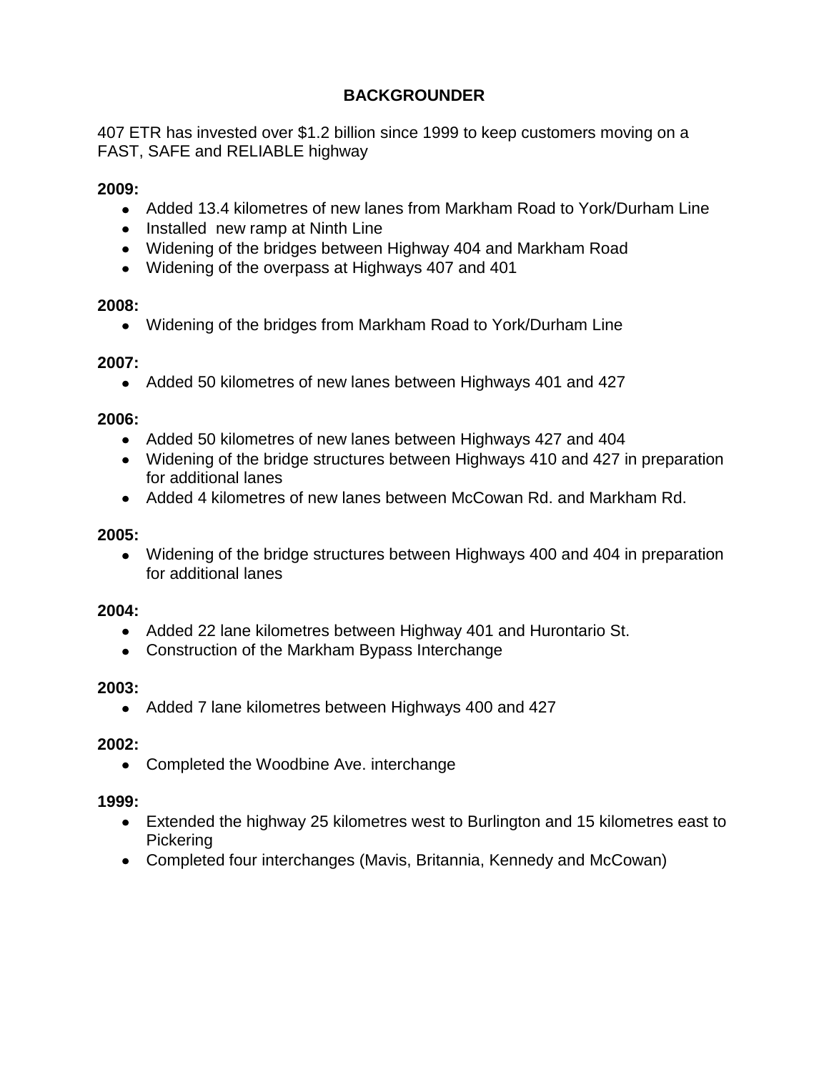# BACKGROUNDER

407 ETR has invested over $1.2 billion since 1999 to keep customers moving on a FAST, SAFE and RELIABLE highway

**2009:**

- Added 13.4 kilometres of new lanes from Markham Road to York/Durham Line
- Installed new ramp at Ninth Line
- Widening of the bridges between Highway 404 and Markham Road
- Widening of the overpass at Highways 407 and 401

**2008:**

- Widening of the bridges from Markham Road to York/Durham Line

**2007:**

- Added 50 kilometres of new lanes between Highways 401 and 427

**2006:**

- Added 50 kilometres of new lanes between Highways 427 and 404
- Widening of the bridge structures between Highways 410 and 427 in preparation for additional lanes
- Added 4 kilometres of new lanes between McCowan Rd. and Markham Rd.

**2005:**

- Widening of the bridge structures between Highways 400 and 404 in preparation for additional lanes

**2004:**

- Added 22 lane kilometres between Highway 401 and Hurontario St.
- Construction of the Markham Bypass Interchange

**2003:**

- Added 7 lane kilometres between Highways 400 and 427

**2002:**

- Completed the Woodbine Ave. interchange

**1999:**

- Extended the highway 25 kilometres west to Burlington and 15 kilometres east to Pickering
- Completed four interchanges (Mavis, Britannia, Kennedy and McCowan)